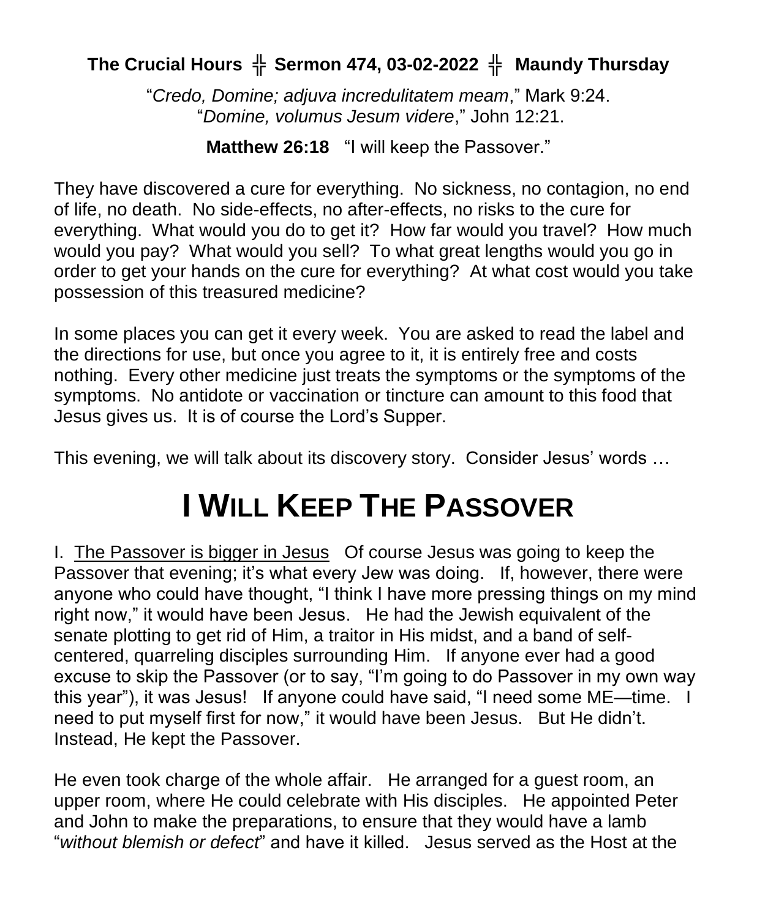**The Crucial Hours ╬ Sermon 474, 03-02-2022 ╬ Maundy Thursday**

"*Credo, Domine; adjuva incredulitatem meam*," Mark 9:24.
"*Domine, volumus Jesum videre*," John 12:21.

**Matthew 26:18** "I will keep the Passover."

They have discovered a cure for everything. No sickness, no contagion, no end of life, no death. No side-effects, no after-effects, no risks to the cure for everything. What would you do to get it? How far would you travel? How much would you pay? What would you sell? To what great lengths would you go in order to get your hands on the cure for everything? At what cost would you take possession of this treasured medicine?

In some places you can get it every week. You are asked to read the label and the directions for use, but once you agree to it, it is entirely free and costs nothing. Every other medicine just treats the symptoms or the symptoms of the symptoms. No antidote or vaccination or tincture can amount to this food that Jesus gives us. It is of course the Lord's Supper.

This evening, we will talk about its discovery story. Consider Jesus' words …

# I WILL KEEP THE PASSOVER

I. The Passover is bigger in Jesus Of course Jesus was going to keep the Passover that evening; it's what every Jew was doing. If, however, there were anyone who could have thought, "I think I have more pressing things on my mind right now," it would have been Jesus. He had the Jewish equivalent of the senate plotting to get rid of Him, a traitor in His midst, and a band of self-centered, quarreling disciples surrounding Him. If anyone ever had a good excuse to skip the Passover (or to say, "I'm going to do Passover in my own way this year"), it was Jesus! If anyone could have said, "I need some ME—time. I need to put myself first for now," it would have been Jesus. But He didn't. Instead, He kept the Passover.

He even took charge of the whole affair. He arranged for a guest room, an upper room, where He could celebrate with His disciples. He appointed Peter and John to make the preparations, to ensure that they would have a lamb "*without blemish or defect*" and have it killed. Jesus served as the Host at the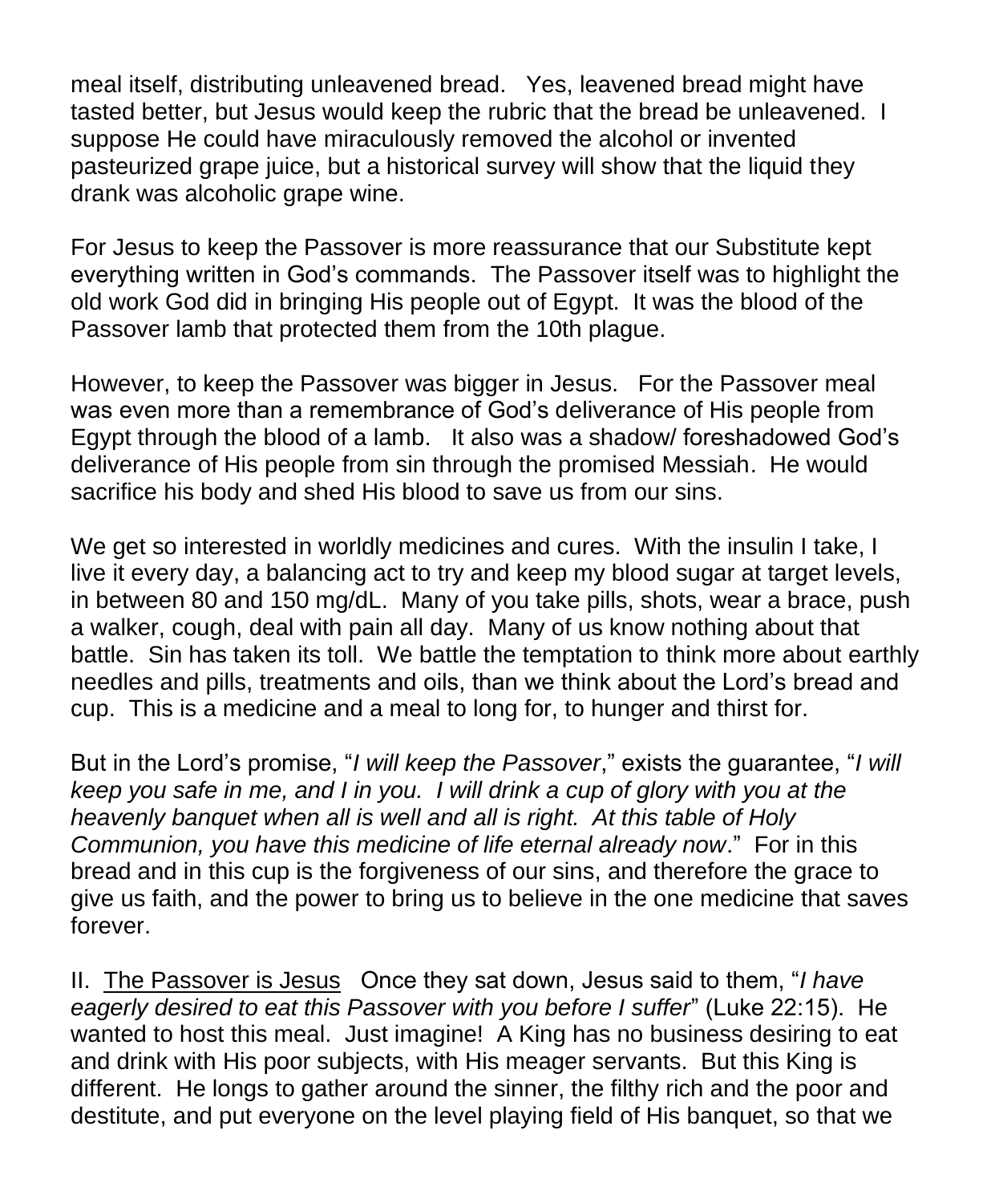meal itself, distributing unleavened bread. Yes, leavened bread might have tasted better, but Jesus would keep the rubric that the bread be unleavened. I suppose He could have miraculously removed the alcohol or invented pasteurized grape juice, but a historical survey will show that the liquid they drank was alcoholic grape wine.

For Jesus to keep the Passover is more reassurance that our Substitute kept everything written in God's commands. The Passover itself was to highlight the old work God did in bringing His people out of Egypt. It was the blood of the Passover lamb that protected them from the 10th plague.

However, to keep the Passover was bigger in Jesus. For the Passover meal was even more than a remembrance of God's deliverance of His people from Egypt through the blood of a lamb. It also was a shadow/ foreshadowed God's deliverance of His people from sin through the promised Messiah. He would sacrifice his body and shed His blood to save us from our sins.

We get so interested in worldly medicines and cures. With the insulin I take, I live it every day, a balancing act to try and keep my blood sugar at target levels, in between 80 and 150 mg/dL. Many of you take pills, shots, wear a brace, push a walker, cough, deal with pain all day. Many of us know nothing about that battle. Sin has taken its toll. We battle the temptation to think more about earthly needles and pills, treatments and oils, than we think about the Lord's bread and cup. This is a medicine and a meal to long for, to hunger and thirst for.

But in the Lord's promise, "*I will keep the Passover*," exists the guarantee, "*I will keep you safe in me, and I in you. I will drink a cup of glory with you at the heavenly banquet when all is well and all is right. At this table of Holy Communion, you have this medicine of life eternal already now*." For in this bread and in this cup is the forgiveness of our sins, and therefore the grace to give us faith, and the power to bring us to believe in the one medicine that saves forever.

II. <u>The Passover is Jesus</u> Once they sat down, Jesus said to them, "*I have eagerly desired to eat this Passover with you before I suffer*" (Luke 22:15). He wanted to host this meal. Just imagine! A King has no business desiring to eat and drink with His poor subjects, with His meager servants. But this King is different. He longs to gather around the sinner, the filthy rich and the poor and destitute, and put everyone on the level playing field of His banquet, so that we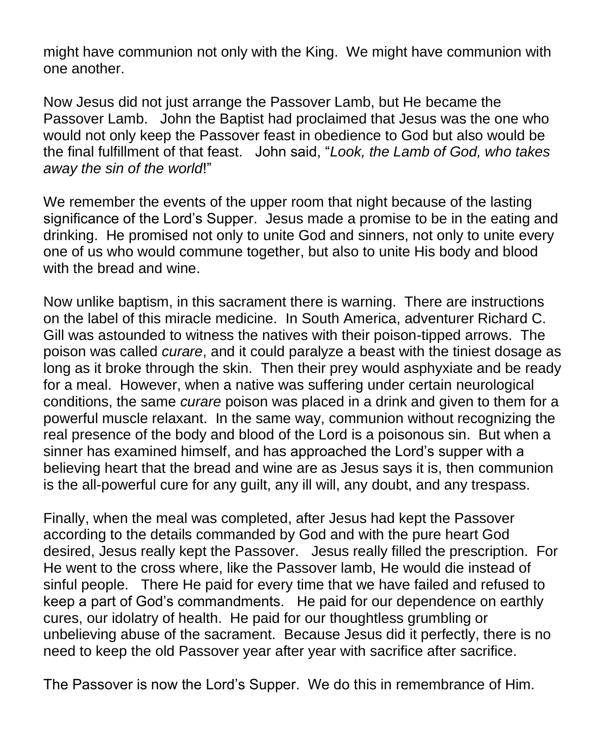might have communion not only with the King. We might have communion with one another.

Now Jesus did not just arrange the Passover Lamb, but He became the Passover Lamb. John the Baptist had proclaimed that Jesus was the one who would not only keep the Passover feast in obedience to God but also would be the final fulfillment of that feast. John said, "*Look, the Lamb of God, who takes away the sin of the world*!"

We remember the events of the upper room that night because of the lasting significance of the Lord's Supper. Jesus made a promise to be in the eating and drinking. He promised not only to unite God and sinners, not only to unite every one of us who would commune together, but also to unite His body and blood with the bread and wine.

Now unlike baptism, in this sacrament there is warning. There are instructions on the label of this miracle medicine. In South America, adventurer Richard C. Gill was astounded to witness the natives with their poison-tipped arrows. The poison was called *curare*, and it could paralyze a beast with the tiniest dosage as long as it broke through the skin. Then their prey would asphyxiate and be ready for a meal. However, when a native was suffering under certain neurological conditions, the same *curare* poison was placed in a drink and given to them for a powerful muscle relaxant. In the same way, communion without recognizing the real presence of the body and blood of the Lord is a poisonous sin. But when a sinner has examined himself, and has approached the Lord's supper with a believing heart that the bread and wine are as Jesus says it is, then communion is the all-powerful cure for any guilt, any ill will, any doubt, and any trespass.

Finally, when the meal was completed, after Jesus had kept the Passover according to the details commanded by God and with the pure heart God desired, Jesus really kept the Passover. Jesus really filled the prescription. For He went to the cross where, like the Passover lamb, He would die instead of sinful people. There He paid for every time that we have failed and refused to keep a part of God's commandments. He paid for our dependence on earthly cures, our idolatry of health. He paid for our thoughtless grumbling or unbelieving abuse of the sacrament. Because Jesus did it perfectly, there is no need to keep the old Passover year after year with sacrifice after sacrifice.

The Passover is now the Lord's Supper. We do this in remembrance of Him.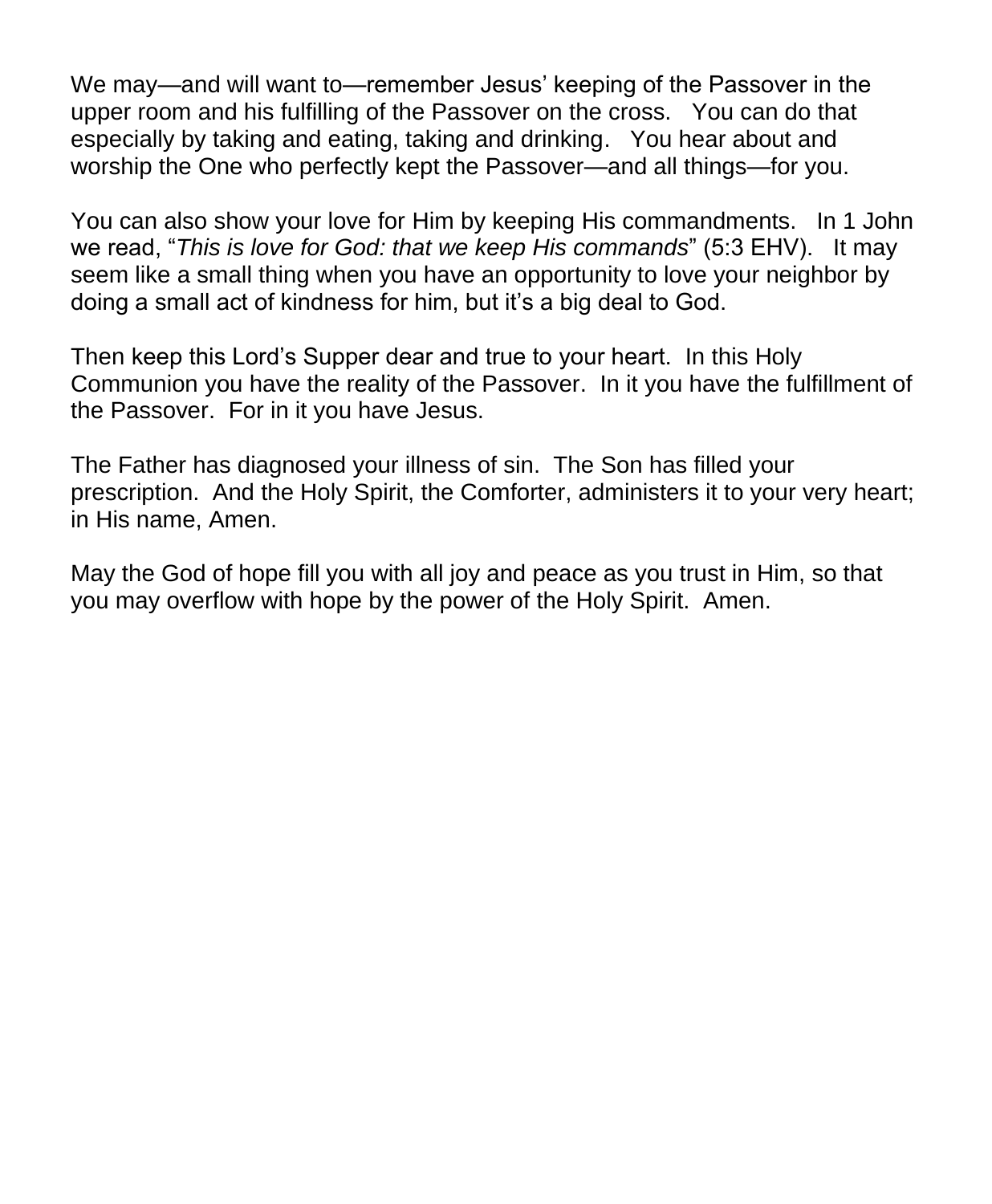We may—and will want to—remember Jesus' keeping of the Passover in the upper room and his fulfilling of the Passover on the cross. You can do that especially by taking and eating, taking and drinking. You hear about and worship the One who perfectly kept the Passover—and all things—for you.

You can also show your love for Him by keeping His commandments. In 1 John we read, "*This is love for God: that we keep His commands*" (5:3 EHV). It may seem like a small thing when you have an opportunity to love your neighbor by doing a small act of kindness for him, but it's a big deal to God.

Then keep this Lord's Supper dear and true to your heart. In this Holy Communion you have the reality of the Passover. In it you have the fulfillment of the Passover. For in it you have Jesus.

The Father has diagnosed your illness of sin. The Son has filled your prescription. And the Holy Spirit, the Comforter, administers it to your very heart; in His name, Amen.

May the God of hope fill you with all joy and peace as you trust in Him, so that you may overflow with hope by the power of the Holy Spirit. Amen.